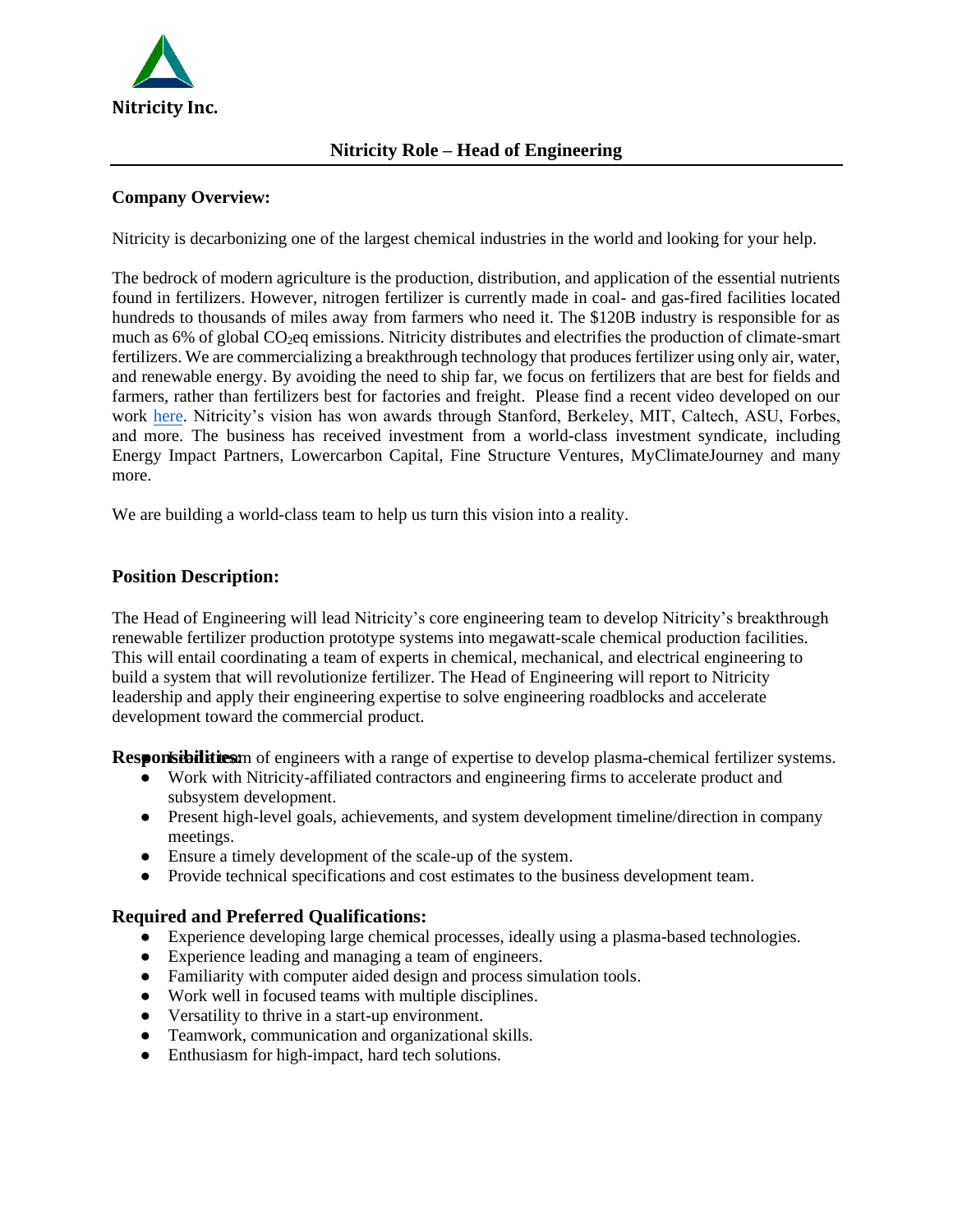**Nitricity Inc.**

# Nitricity Role – Head of Engineering

**Company Overview:**

Nitricity is decarbonizing one of the largest chemical industries in the world and looking for your help.

The bedrock of modern agriculture is the production, distribution, and application of the essential nutrients found in fertilizers. However, nitrogen fertilizer is currently made in coal- and gas-fired facilities located hundreds to thousands of miles away from farmers who need it. The $120B industry is responsible for as much as 6% of global $CO_2$eq emissions. Nitricity distributes and electrifies the production of climate-smart fertilizers. We are commercializing a breakthrough technology that produces fertilizer using only air, water, and renewable energy. By avoiding the need to ship far, we focus on fertilizers that are best for fields and farmers, rather than fertilizers best for factories and freight. Please find a recent video developed on our work here. Nitricity's vision has won awards through Stanford, Berkeley, MIT, Caltech, ASU, Forbes, and more. The business has received investment from a world-class investment syndicate, including Energy Impact Partners, Lowercarbon Capital, Fine Structure Ventures, MyClimateJourney and many more.

We are building a world-class team to help us turn this vision into a reality.

## Position Description:

The Head of Engineering will lead Nitricity's core engineering team to develop Nitricity's breakthrough renewable fertilizer production prototype systems into megawatt-scale chemical production facilities. This will entail coordinating a team of experts in chemical, mechanical, and electrical engineering to build a system that will revolutionize fertilizer. The Head of Engineering will report to Nitricity leadership and apply their engineering expertise to solve engineering roadblocks and accelerate development toward the commercial product.

## Responsibilities:

- Lead a team of engineers with a range of expertise to develop plasma-chemical fertilizer systems.
- Work with Nitricity-affiliated contractors and engineering firms to accelerate product and subsystem development.
- Present high-level goals, achievements, and system development timeline/direction in company meetings.
- Ensure a timely development of the scale-up of the system.
- Provide technical specifications and cost estimates to the business development team.

## Required and Preferred Qualifications:

- Experience developing large chemical processes, ideally using a plasma-based technologies.
- Experience leading and managing a team of engineers.
- Familiarity with computer aided design and process simulation tools.
- Work well in focused teams with multiple disciplines.
- Versatility to thrive in a start-up environment.
- Teamwork, communication and organizational skills.
- Enthusiasm for high-impact, hard tech solutions.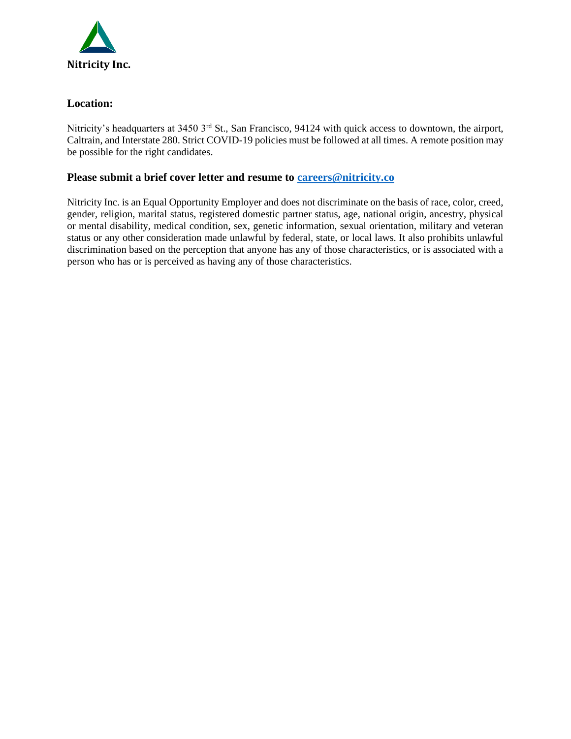**Nitricity Inc.**

### Location:

Nitricity's headquarters at 3450 3rd St., San Francisco, 94124 with quick access to downtown, the airport, Caltrain, and Interstate 280. Strict COVID-19 policies must be followed at all times. A remote position may be possible for the right candidates.

### Please submit a brief cover letter and resume to careers@nitricity.co

Nitricity Inc. is an Equal Opportunity Employer and does not discriminate on the basis of race, color, creed, gender, religion, marital status, registered domestic partner status, age, national origin, ancestry, physical or mental disability, medical condition, sex, genetic information, sexual orientation, military and veteran status or any other consideration made unlawful by federal, state, or local laws. It also prohibits unlawful discrimination based on the perception that anyone has any of those characteristics, or is associated with a person who has or is perceived as having any of those characteristics.